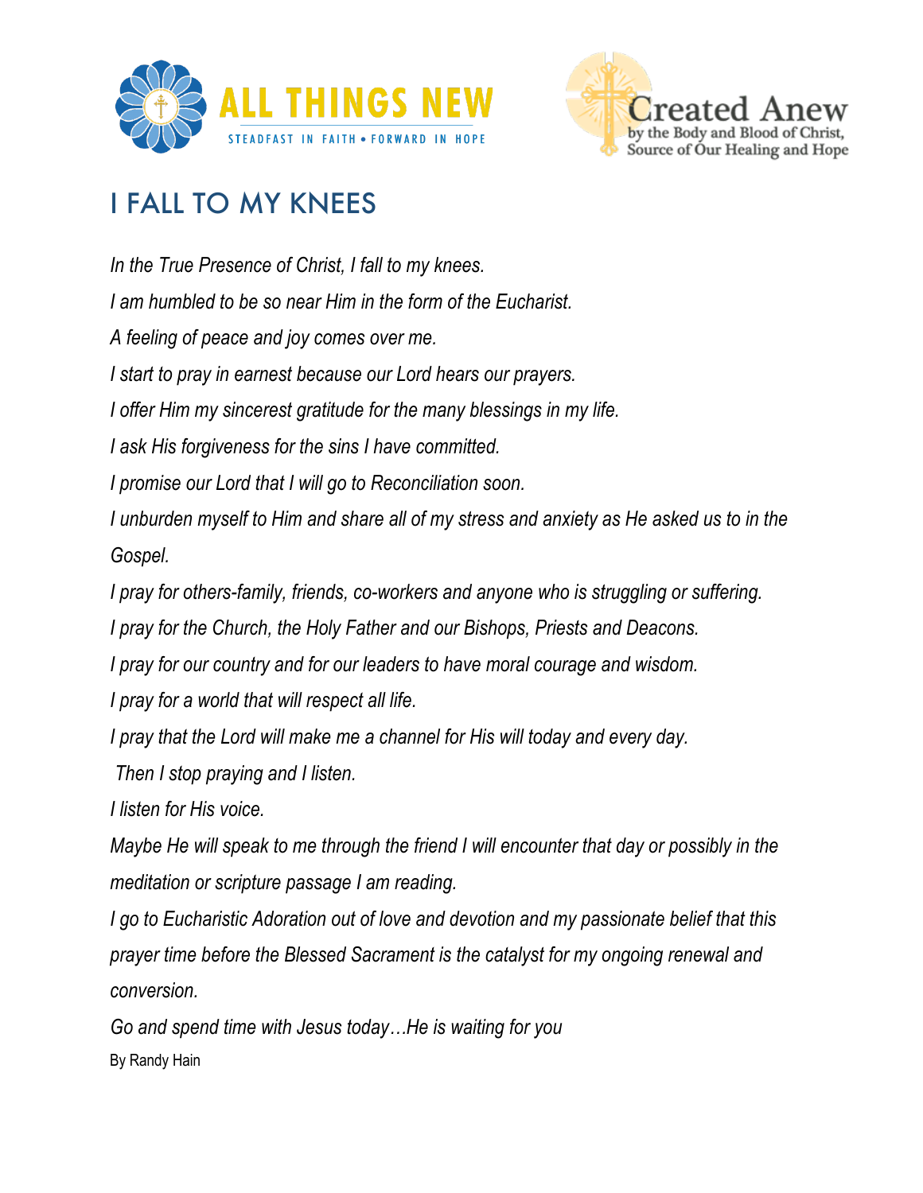ALL THINGS NEW

STEADFAST IN FAITH • FORWARD IN HOPE

Created Anew
by the Body and Blood of Christ,
Source of Our Healing and Hope

# I FALL TO MY KNEES

*In the True Presence of Christ, I fall to my knees.*

*I am humbled to be so near Him in the form of the Eucharist.*

*A feeling of peace and joy comes over me.*

*I start to pray in earnest because our Lord hears our prayers.*

*I offer Him my sincerest gratitude for the many blessings in my life.*

*I ask His forgiveness for the sins I have committed.*

*I promise our Lord that I will go to Reconciliation soon.*

*I unburden myself to Him and share all of my stress and anxiety as He asked us to in the Gospel.*

*I pray for others-family, friends, co-workers and anyone who is struggling or suffering.*

*I pray for the Church, the Holy Father and our Bishops, Priests and Deacons.*

*I pray for our country and for our leaders to have moral courage and wisdom.*

*I pray for a world that will respect all life.*

*I pray that the Lord will make me a channel for His will today and every day.*

*Then I stop praying and I listen.*

*I listen for His voice.*

*Maybe He will speak to me through the friend I will encounter that day or possibly in the meditation or scripture passage I am reading.*

*I go to Eucharistic Adoration out of love and devotion and my passionate belief that this prayer time before the Blessed Sacrament is the catalyst for my ongoing renewal and conversion.*

*Go and spend time with Jesus today…He is waiting for you*

By Randy Hain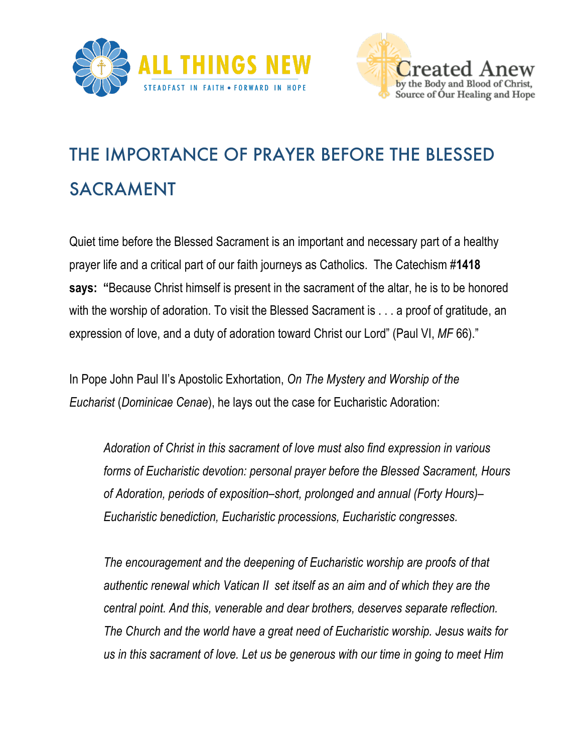# THE IMPORTANCE OF PRAYER BEFORE THE BLESSED SACRAMENT

Quiet time before the Blessed Sacrament is an important and necessary part of a healthy prayer life and a critical part of our faith journeys as Catholics. The Catechism #**1418 says: "**Because Christ himself is present in the sacrament of the altar, he is to be honored with the worship of adoration. To visit the Blessed Sacrament is . . . a proof of gratitude, an expression of love, and a duty of adoration toward Christ our Lord" (Paul VI, *MF* 66)."

In Pope John Paul II's Apostolic Exhortation, *On The Mystery and Worship of the Eucharist* (*Dominicae Cenae*), he lays out the case for Eucharistic Adoration:

> *Adoration of Christ in this sacrament of love must also find expression in various forms of Eucharistic devotion: personal prayer before the Blessed Sacrament, Hours of Adoration, periods of exposition–short, prolonged and annual (Forty Hours)–Eucharistic benediction, Eucharistic processions, Eucharistic congresses.*
>
> *The encouragement and the deepening of Eucharistic worship are proofs of that authentic renewal which Vatican II set itself as an aim and of which they are the central point. And this, venerable and dear brothers, deserves separate reflection. The Church and the world have a great need of Eucharistic worship. Jesus waits for us in this sacrament of love. Let us be generous with our time in going to meet Him*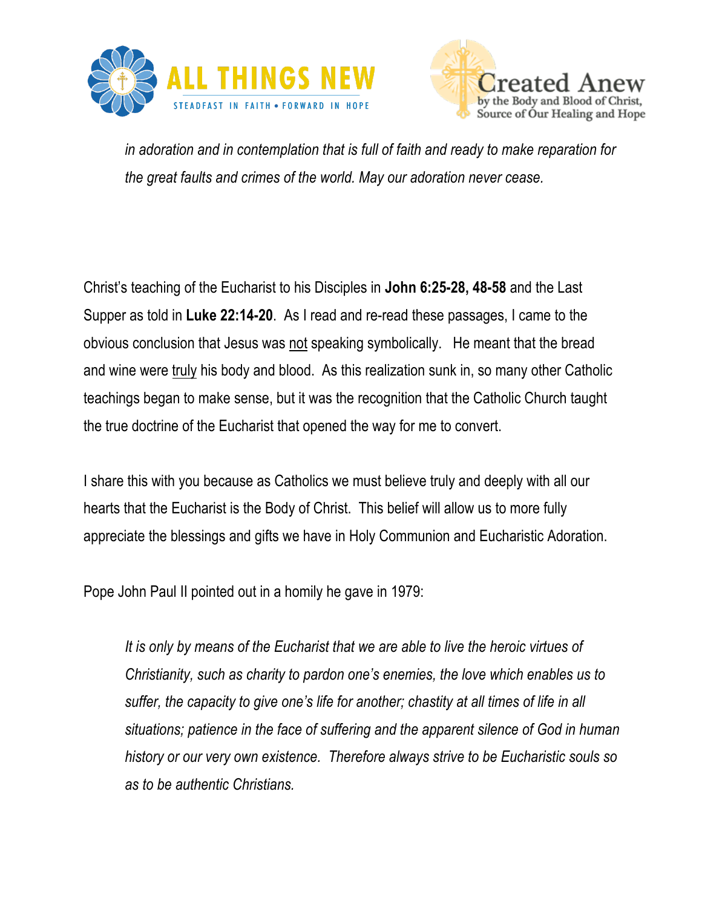*in adoration and in contemplation that is full of faith and ready to make reparation for the great faults and crimes of the world. May our adoration never cease.*

Christ's teaching of the Eucharist to his Disciples in **John 6:25-28, 48-58** and the Last Supper as told in **Luke 22:14-20**. As I read and re-read these passages, I came to the obvious conclusion that Jesus was <u>not</u> speaking symbolically. He meant that the bread and wine were <u>truly</u> his body and blood. As this realization sunk in, so many other Catholic teachings began to make sense, but it was the recognition that the Catholic Church taught the true doctrine of the Eucharist that opened the way for me to convert.

I share this with you because as Catholics we must believe truly and deeply with all our hearts that the Eucharist is the Body of Christ. This belief will allow us to more fully appreciate the blessings and gifts we have in Holy Communion and Eucharistic Adoration.

Pope John Paul II pointed out in a homily he gave in 1979:

> *It is only by means of the Eucharist that we are able to live the heroic virtues of Christianity, such as charity to pardon one's enemies, the love which enables us to suffer, the capacity to give one's life for another; chastity at all times of life in all situations; patience in the face of suffering and the apparent silence of God in human history or our very own existence. Therefore always strive to be Eucharistic souls so as to be authentic Christians.*